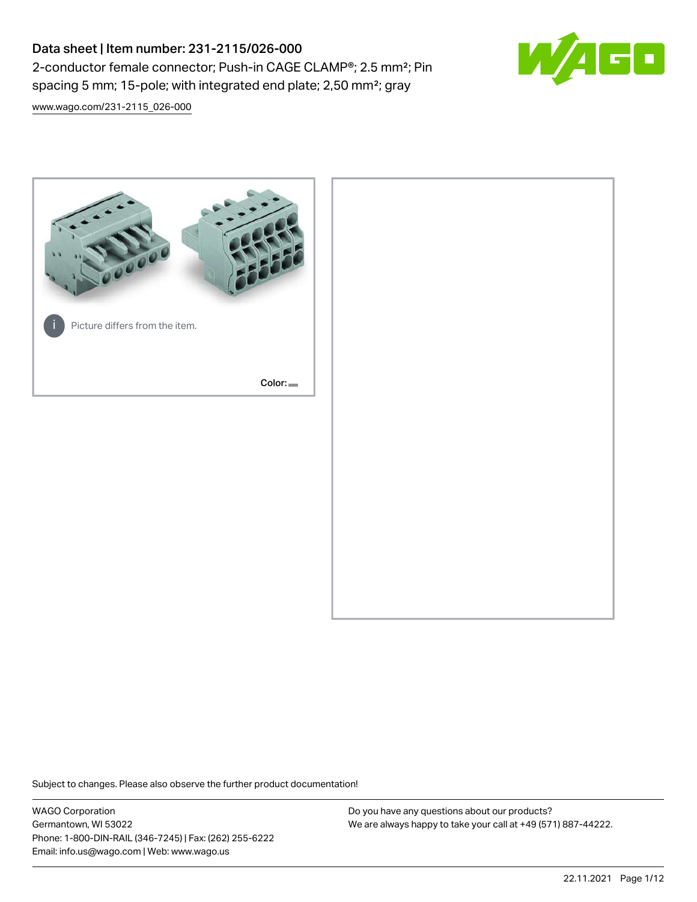# Data sheet | Item number: 231-2115/026-000

2-conductor female connector; Push-in CAGE CLAMP®; 2.5 mm²; Pin spacing 5 mm; 15-pole; with integrated end plate; 2,50 mm²; gray

www.wago.com/231-2115_026-000

Picture differs from the item.

Color:

Subject to changes. Please also observe the further product documentation!

WAGO Corporation
Germantown, WI 53022
Phone: 1-800-DIN-RAIL (346-7245) | Fax: (262) 255-6222
Email: info.us@wago.com | Web: www.wago.us

Do you have any questions about our products?
We are always happy to take your call at +49 (571) 887-44222.

22.11.2021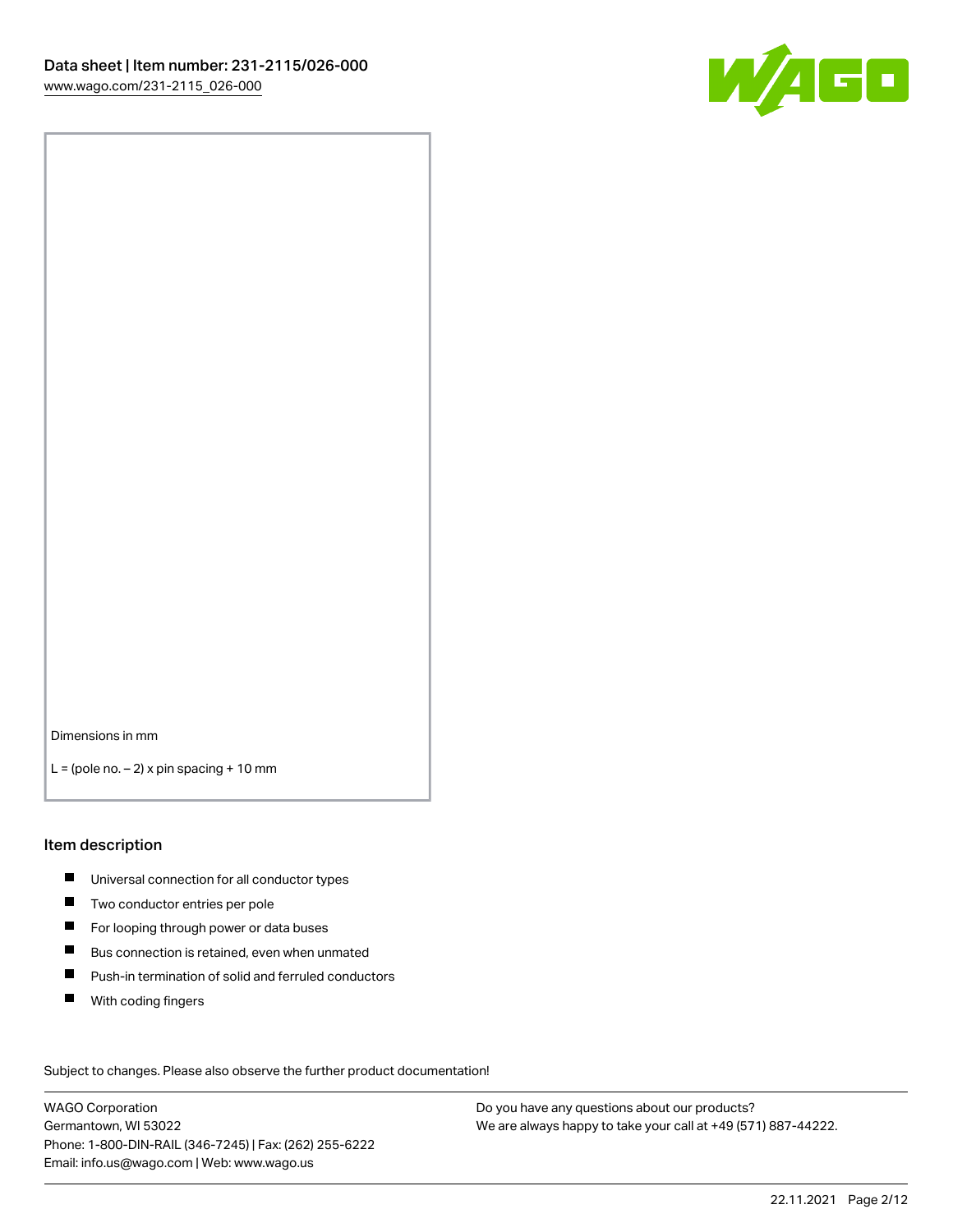Dimensions in mm

L = (pole no. – 2) x pin spacing + 10 mm

## Item description

- Universal connection for all conductor types
- Two conductor entries per pole
- For looping through power or data buses
- Bus connection is retained, even when unmated
- Push-in termination of solid and ferruled conductors
- With coding fingers

Subject to changes. Please also observe the further product documentation!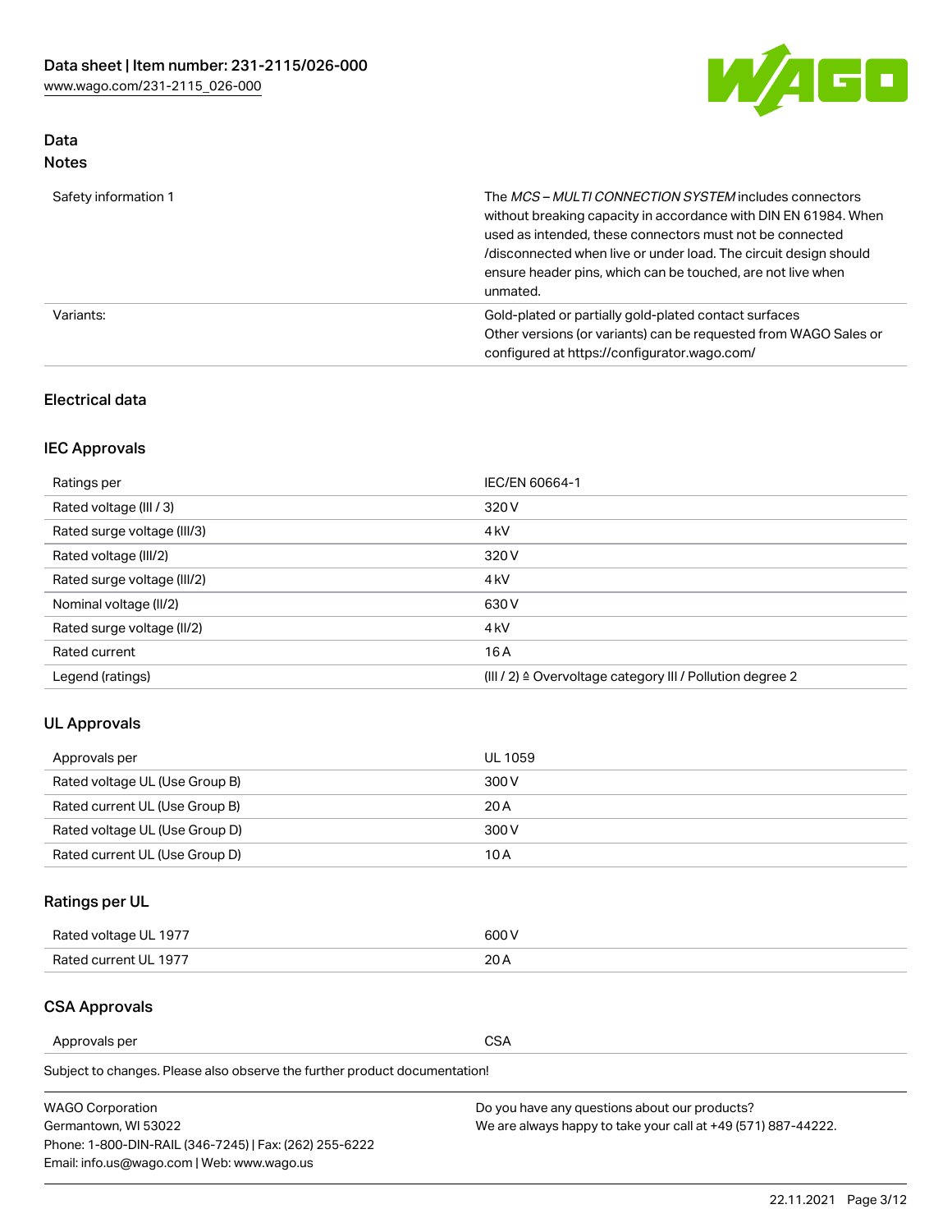## Data

### Notes

| | |
|---|---|
| Safety information 1 | The *MCS – MULTI CONNECTION SYSTEM* includes connectors without breaking capacity in accordance with DIN EN 61984. When used as intended, these connectors must not be connected /disconnected when live or under load. The circuit design should ensure header pins, which can be touched, are not live when unmated. |
| Variants: | Gold-plated or partially gold-plated contact surfaces<br>Other versions (or variants) can be requested from WAGO Sales or configured at https://configurator.wago.com/ |

## Electrical data

### IEC Approvals

| | |
|---|---|
| Ratings per | IEC/EN 60664-1 |
| Rated voltage (III / 3) | 320 V |
| Rated surge voltage (III/3) | 4 kV |
| Rated voltage (III/2) | 320 V |
| Rated surge voltage (III/2) | 4 kV |
| Nominal voltage (II/2) | 630 V |
| Rated surge voltage (II/2) | 4 kV |
| Rated current | 16 A |
| Legend (ratings) | (III / 2) ≙ Overvoltage category III / Pollution degree 2 |

### UL Approvals

| | |
|---|---|
| Approvals per | UL 1059 |
| Rated voltage UL (Use Group B) | 300 V |
| Rated current UL (Use Group B) | 20 A |
| Rated voltage UL (Use Group D) | 300 V |
| Rated current UL (Use Group D) | 10 A |

### Ratings per UL

| | |
|---|---|
| Rated voltage UL 1977 | 600 V |
| Rated current UL 1977 | 20 A |

### CSA Approvals

| | |
|---|---|
| Approvals per | CSA |

Subject to changes. Please also observe the further product documentation!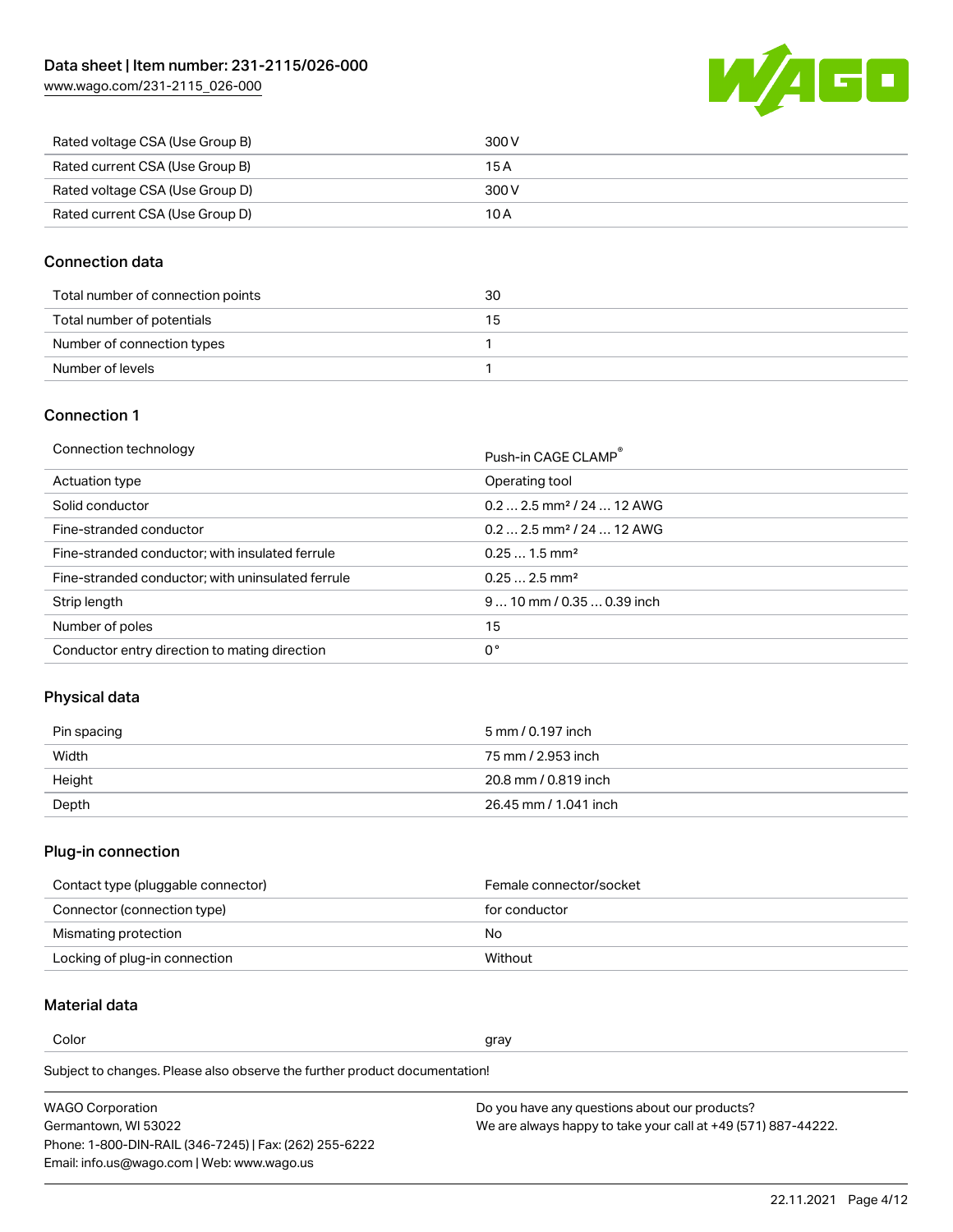| Rated voltage CSA (Use Group B) | 300 V |
| --- | --- |
| Rated current CSA (Use Group B) | 15 A |
| Rated voltage CSA (Use Group D) | 300 V |
| Rated current CSA (Use Group D) | 10 A |

## Connection data

| Total number of connection points | 30 |
| --- | --- |
| Total number of potentials | 15 |
| Number of connection types | 1 |
| Number of levels | 1 |

## Connection 1

| Connection technology | Push-in CAGE CLAMP® |
| --- | --- |
| Actuation type | Operating tool |
| Solid conductor | 0.2 … 2.5 mm² / 24 … 12 AWG |
| Fine-stranded conductor | 0.2 … 2.5 mm² / 24 … 12 AWG |
| Fine-stranded conductor; with insulated ferrule | 0.25 … 1.5 mm² |
| Fine-stranded conductor; with uninsulated ferrule | 0.25 … 2.5 mm² |
| Strip length | 9 … 10 mm / 0.35 … 0.39 inch |
| Number of poles | 15 |
| Conductor entry direction to mating direction | 0 ° |

## Physical data

| Pin spacing | 5 mm / 0.197 inch |
| --- | --- |
| Width | 75 mm / 2.953 inch |
| Height | 20.8 mm / 0.819 inch |
| Depth | 26.45 mm / 1.041 inch |

## Plug-in connection

| Contact type (pluggable connector) | Female connector/socket |
| --- | --- |
| Connector (connection type) | for conductor |
| Mismating protection | No |
| Locking of plug-in connection | Without |

## Material data

| Color | gray |
| --- | --- |

Subject to changes. Please also observe the further product documentation!

WAGO Corporation
Germantown, WI 53022
Phone: 1-800-DIN-RAIL (346-7245) | Fax: (262) 255-6222
Email: info.us@wago.com | Web: www.wago.us

Do you have any questions about our products?
We are always happy to take your call at +49 (571) 887-44222.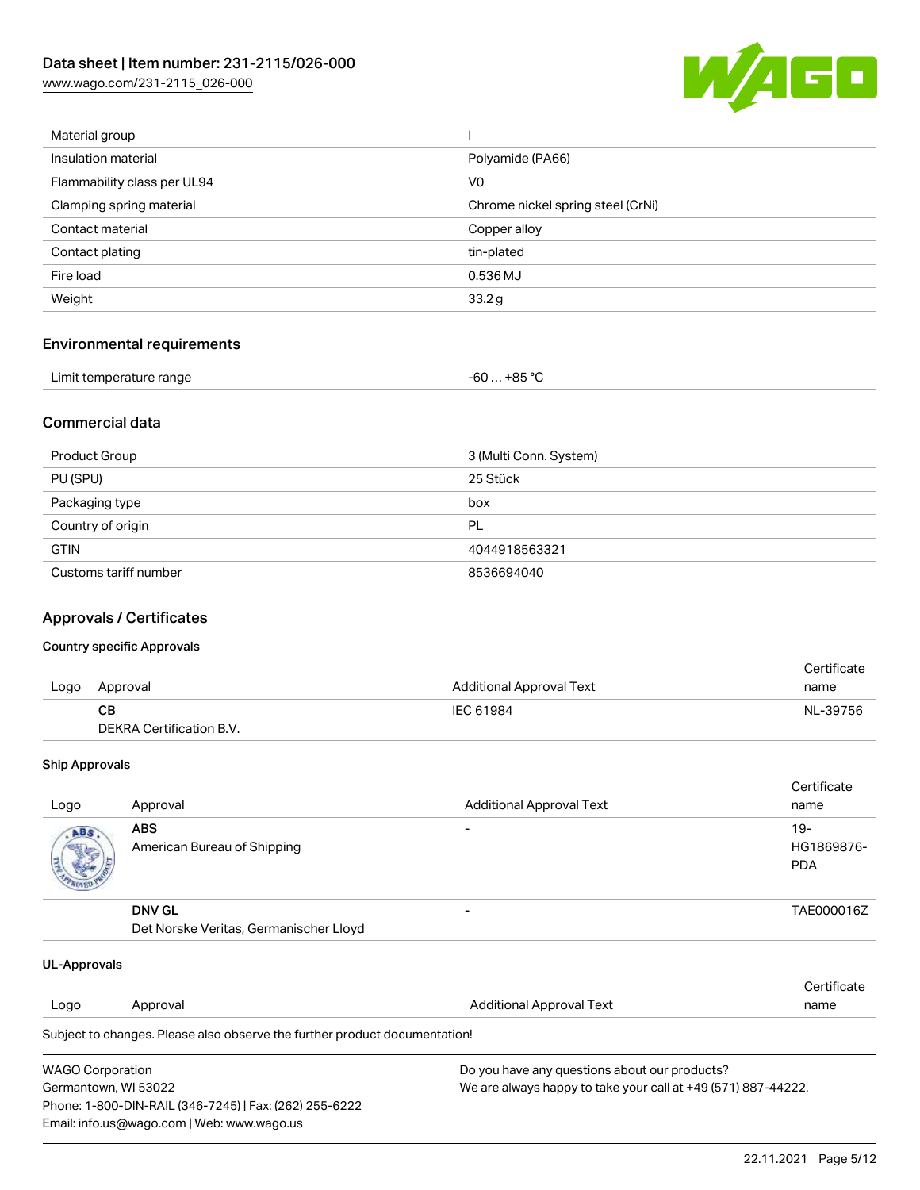| Material group | I |
| --- | --- |
| Insulation material | Polyamide (PA66) |
| Flammability class per UL94 | V0 |
| Clamping spring material | Chrome nickel spring steel (CrNi) |
| Contact material | Copper alloy |
| Contact plating | tin-plated |
| Fire load | 0.536 MJ |
| Weight | 33.2 g |

## Environmental requirements

| Limit temperature range | -60 … +85 °C |
| --- | --- |

## Commercial data

| Product Group | 3 (Multi Conn. System) |
| --- | --- |
| PU (SPU) | 25 Stück |
| Packaging type | box |
| Country of origin | PL |
| GTIN | 4044918563321 |
| Customs tariff number | 8536694040 |

## Approvals / Certificates

### Country specific Approvals

| Logo | Approval | Additional Approval Text | Certificate name |
| --- | --- | --- | --- |
| | **CB**<br>DEKRA Certification B.V. | IEC 61984 | NL-39756 |

### Ship Approvals

| Logo | Approval | Additional Approval Text | Certificate name |
| --- | --- | --- | --- |
| | **ABS**<br>American Bureau of Shipping | - | 19-HG1869876-PDA |
| | **DNV GL**<br>Det Norske Veritas, Germanischer Lloyd | - | TAE000016Z |

### UL-Approvals

| Logo | Approval | Additional Approval Text | Certificate name |
| --- | --- | --- | --- |

Subject to changes. Please also observe the further product documentation!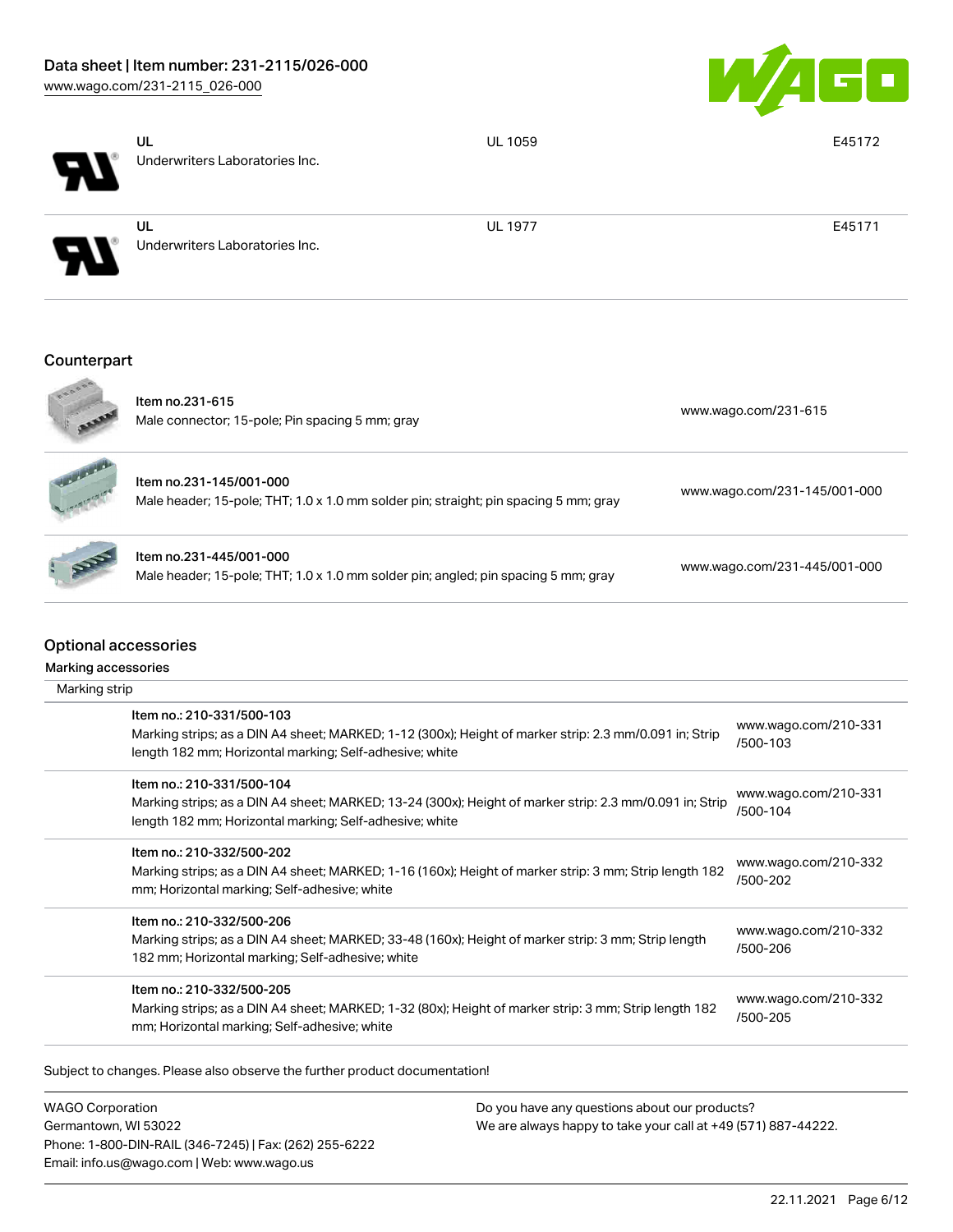| | | | |
|---|---|---|---|
| | UL<br>Underwriters Laboratories Inc. | UL 1059 | E45172 |
| | UL<br>Underwriters Laboratories Inc. | UL 1977 | E45171 |

## Counterpart

| | | |
|---|---|---|
| | Item no.231-615<br>Male connector; 15-pole; Pin spacing 5 mm; gray | www.wago.com/231-615 |
| | Item no.231-145/001-000<br>Male header; 15-pole; THT; 1.0 x 1.0 mm solder pin; straight; pin spacing 5 mm; gray | www.wago.com/231-145/001-000 |
| | Item no.231-445/001-000<br>Male header; 15-pole; THT; 1.0 x 1.0 mm solder pin; angled; pin spacing 5 mm; gray | www.wago.com/231-445/001-000 |

## Optional accessories

### Marking accessories

Marking strip

| | | |
|---|---|---|
| | Item no.: 210-331/500-103<br>Marking strips; as a DIN A4 sheet; MARKED; 1-12 (300x); Height of marker strip: 2.3 mm/0.091 in; Strip length 182 mm; Horizontal marking; Self-adhesive; white | www.wago.com/210-331/500-103 |
| | Item no.: 210-331/500-104<br>Marking strips; as a DIN A4 sheet; MARKED; 13-24 (300x); Height of marker strip: 2.3 mm/0.091 in; Strip length 182 mm; Horizontal marking; Self-adhesive; white | www.wago.com/210-331/500-104 |
| | Item no.: 210-332/500-202<br>Marking strips; as a DIN A4 sheet; MARKED; 1-16 (160x); Height of marker strip: 3 mm; Strip length 182 mm; Horizontal marking; Self-adhesive; white | www.wago.com/210-332/500-202 |
| | Item no.: 210-332/500-206<br>Marking strips; as a DIN A4 sheet; MARKED; 33-48 (160x); Height of marker strip: 3 mm; Strip length 182 mm; Horizontal marking; Self-adhesive; white | www.wago.com/210-332/500-206 |
| | Item no.: 210-332/500-205<br>Marking strips; as a DIN A4 sheet; MARKED; 1-32 (80x); Height of marker strip: 3 mm; Strip length 182 mm; Horizontal marking; Self-adhesive; white | www.wago.com/210-332/500-205 |

Subject to changes. Please also observe the further product documentation!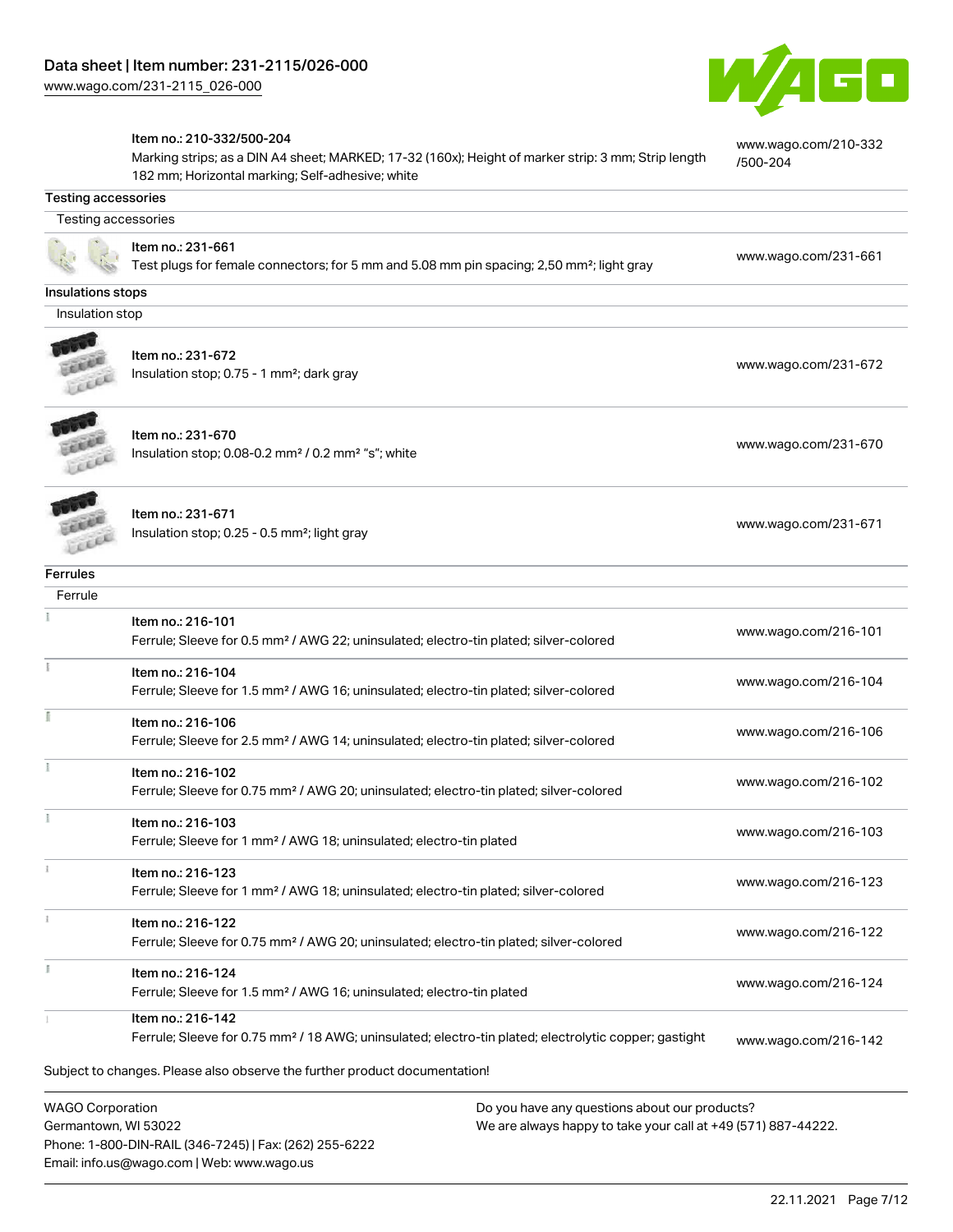Item no.: 210-332/500-204
Marking strips; as a DIN A4 sheet; MARKED; 17-32 (160x); Height of marker strip: 3 mm; Strip length 182 mm; Horizontal marking; Self-adhesive; white — www.wago.com/210-332/500-204

## Testing accessories

### Testing accessories

| Item | Link |
| --- | --- |
| Item no.: 231-661<br>Test plugs for female connectors; for 5 mm and 5.08 mm pin spacing; 2,50 mm²; light gray | www.wago.com/231-661 |

## Insulations stops

### Insulation stop

| Item | Link |
| --- | --- |
| Item no.: 231-672<br>Insulation stop; 0.75 - 1 mm²; dark gray | www.wago.com/231-672 |
| Item no.: 231-670<br>Insulation stop; 0.08-0.2 mm² / 0.2 mm² "s"; white | www.wago.com/231-670 |
| Item no.: 231-671<br>Insulation stop; 0.25 - 0.5 mm²; light gray | www.wago.com/231-671 |

## Ferrules

### Ferrule

| Item | Link |
| --- | --- |
| Item no.: 216-101<br>Ferrule; Sleeve for 0.5 mm² / AWG 22; uninsulated; electro-tin plated; silver-colored | www.wago.com/216-101 |
| Item no.: 216-104<br>Ferrule; Sleeve for 1.5 mm² / AWG 16; uninsulated; electro-tin plated; silver-colored | www.wago.com/216-104 |
| Item no.: 216-106<br>Ferrule; Sleeve for 2.5 mm² / AWG 14; uninsulated; electro-tin plated; silver-colored | www.wago.com/216-106 |
| Item no.: 216-102<br>Ferrule; Sleeve for 0.75 mm² / AWG 20; uninsulated; electro-tin plated; silver-colored | www.wago.com/216-102 |
| Item no.: 216-103<br>Ferrule; Sleeve for 1 mm² / AWG 18; uninsulated; electro-tin plated | www.wago.com/216-103 |
| Item no.: 216-123<br>Ferrule; Sleeve for 1 mm² / AWG 18; uninsulated; electro-tin plated; silver-colored | www.wago.com/216-123 |
| Item no.: 216-122<br>Ferrule; Sleeve for 0.75 mm² / AWG 20; uninsulated; electro-tin plated; silver-colored | www.wago.com/216-122 |
| Item no.: 216-124<br>Ferrule; Sleeve for 1.5 mm² / AWG 16; uninsulated; electro-tin plated | www.wago.com/216-124 |
| Item no.: 216-142<br>Ferrule; Sleeve for 0.75 mm² / 18 AWG; uninsulated; electro-tin plated; electrolytic copper; gastight | www.wago.com/216-142 |

Subject to changes. Please also observe the further product documentation!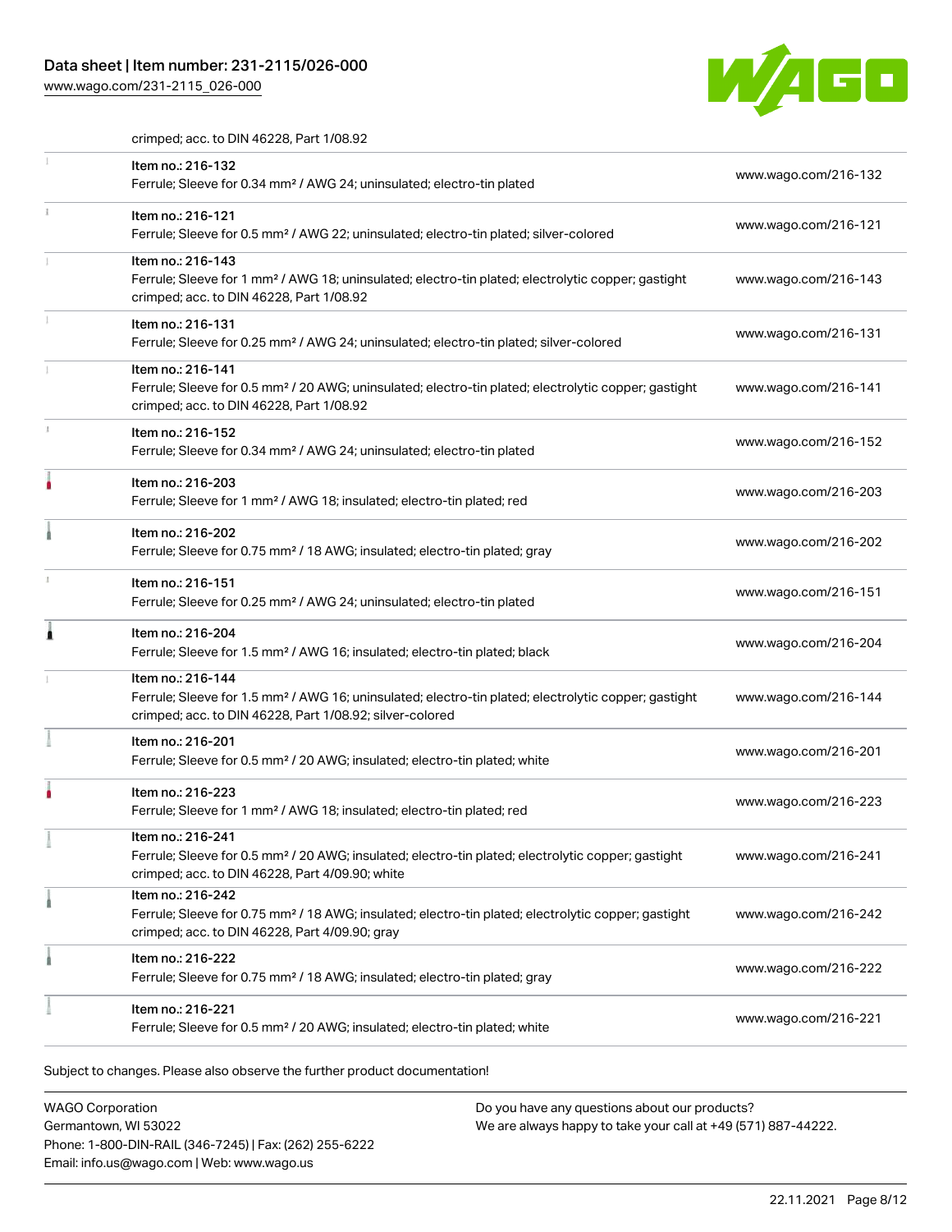crimped; acc. to DIN 46228, Part 1/08.92

| | Item | Link |
|---|---|---|
| | Item no.: 216-132<br>Ferrule; Sleeve for 0.34 mm² / AWG 24; uninsulated; electro-tin plated | www.wago.com/216-132 |
| | Item no.: 216-121<br>Ferrule; Sleeve for 0.5 mm² / AWG 22; uninsulated; electro-tin plated; silver-colored | www.wago.com/216-121 |
| | Item no.: 216-143<br>Ferrule; Sleeve for 1 mm² / AWG 18; uninsulated; electro-tin plated; electrolytic copper; gastight crimped; acc. to DIN 46228, Part 1/08.92 | www.wago.com/216-143 |
| | Item no.: 216-131<br>Ferrule; Sleeve for 0.25 mm² / AWG 24; uninsulated; electro-tin plated; silver-colored | www.wago.com/216-131 |
| | Item no.: 216-141<br>Ferrule; Sleeve for 0.5 mm² / 20 AWG; uninsulated; electro-tin plated; electrolytic copper; gastight crimped; acc. to DIN 46228, Part 1/08.92 | www.wago.com/216-141 |
| | Item no.: 216-152<br>Ferrule; Sleeve for 0.34 mm² / AWG 24; uninsulated; electro-tin plated | www.wago.com/216-152 |
| | Item no.: 216-203<br>Ferrule; Sleeve for 1 mm² / AWG 18; insulated; electro-tin plated; red | www.wago.com/216-203 |
| | Item no.: 216-202<br>Ferrule; Sleeve for 0.75 mm² / 18 AWG; insulated; electro-tin plated; gray | www.wago.com/216-202 |
| | Item no.: 216-151<br>Ferrule; Sleeve for 0.25 mm² / AWG 24; uninsulated; electro-tin plated | www.wago.com/216-151 |
| | Item no.: 216-204<br>Ferrule; Sleeve for 1.5 mm² / AWG 16; insulated; electro-tin plated; black | www.wago.com/216-204 |
| | Item no.: 216-144<br>Ferrule; Sleeve for 1.5 mm² / AWG 16; uninsulated; electro-tin plated; electrolytic copper; gastight crimped; acc. to DIN 46228, Part 1/08.92; silver-colored | www.wago.com/216-144 |
| | Item no.: 216-201<br>Ferrule; Sleeve for 0.5 mm² / 20 AWG; insulated; electro-tin plated; white | www.wago.com/216-201 |
| | Item no.: 216-223<br>Ferrule; Sleeve for 1 mm² / AWG 18; insulated; electro-tin plated; red | www.wago.com/216-223 |
| | Item no.: 216-241<br>Ferrule; Sleeve for 0.5 mm² / 20 AWG; insulated; electro-tin plated; electrolytic copper; gastight crimped; acc. to DIN 46228, Part 4/09.90; white | www.wago.com/216-241 |
| | Item no.: 216-242<br>Ferrule; Sleeve for 0.75 mm² / 18 AWG; insulated; electro-tin plated; electrolytic copper; gastight crimped; acc. to DIN 46228, Part 4/09.90; gray | www.wago.com/216-242 |
| | Item no.: 216-222<br>Ferrule; Sleeve for 0.75 mm² / 18 AWG; insulated; electro-tin plated; gray | www.wago.com/216-222 |
| | Item no.: 216-221<br>Ferrule; Sleeve for 0.5 mm² / 20 AWG; insulated; electro-tin plated; white | www.wago.com/216-221 |

Subject to changes. Please also observe the further product documentation!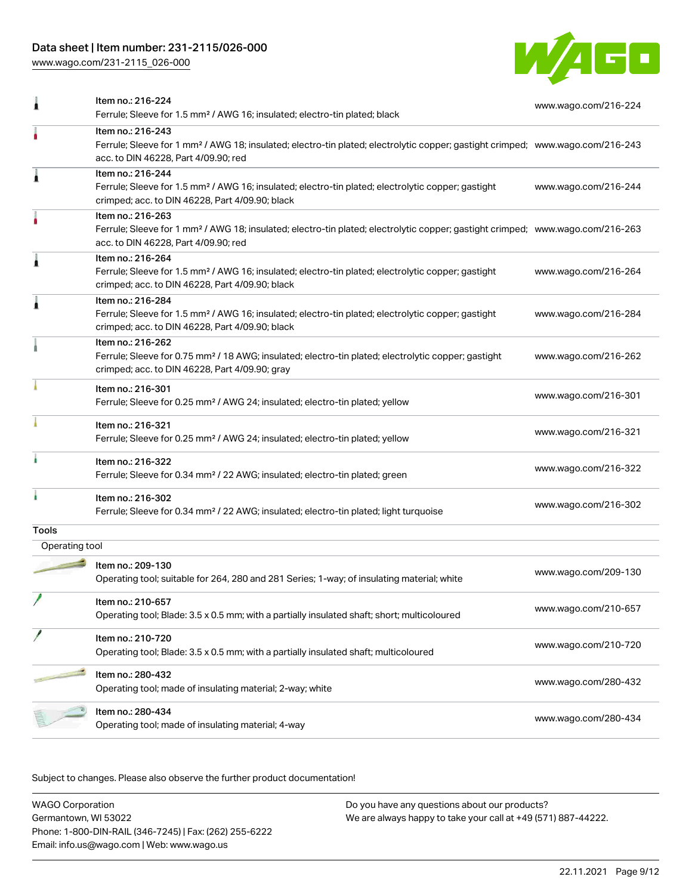| | | |
|---|---|---|
| | Item no.: 216-224<br>Ferrule; Sleeve for 1.5 mm² / AWG 16; insulated; electro-tin plated; black | www.wago.com/216-224 |
| | Item no.: 216-243<br>Ferrule; Sleeve for 1 mm² / AWG 18; insulated; electro-tin plated; electrolytic copper; gastight crimped; acc. to DIN 46228, Part 4/09.90; red | www.wago.com/216-243 |
| | Item no.: 216-244<br>Ferrule; Sleeve for 1.5 mm² / AWG 16; insulated; electro-tin plated; electrolytic copper; gastight crimped; acc. to DIN 46228, Part 4/09.90; black | www.wago.com/216-244 |
| | Item no.: 216-263<br>Ferrule; Sleeve for 1 mm² / AWG 18; insulated; electro-tin plated; electrolytic copper; gastight crimped; acc. to DIN 46228, Part 4/09.90; red | www.wago.com/216-263 |
| | Item no.: 216-264<br>Ferrule; Sleeve for 1.5 mm² / AWG 16; insulated; electro-tin plated; electrolytic copper; gastight crimped; acc. to DIN 46228, Part 4/09.90; black | www.wago.com/216-264 |
| | Item no.: 216-284<br>Ferrule; Sleeve for 1.5 mm² / AWG 16; insulated; electro-tin plated; electrolytic copper; gastight crimped; acc. to DIN 46228, Part 4/09.90; black | www.wago.com/216-284 |
| | Item no.: 216-262<br>Ferrule; Sleeve for 0.75 mm² / 18 AWG; insulated; electro-tin plated; electrolytic copper; gastight crimped; acc. to DIN 46228, Part 4/09.90; gray | www.wago.com/216-262 |
| | Item no.: 216-301<br>Ferrule; Sleeve for 0.25 mm² / AWG 24; insulated; electro-tin plated; yellow | www.wago.com/216-301 |
| | Item no.: 216-321<br>Ferrule; Sleeve for 0.25 mm² / AWG 24; insulated; electro-tin plated; yellow | www.wago.com/216-321 |
| | Item no.: 216-322<br>Ferrule; Sleeve for 0.34 mm² / 22 AWG; insulated; electro-tin plated; green | www.wago.com/216-322 |
| | Item no.: 216-302<br>Ferrule; Sleeve for 0.34 mm² / 22 AWG; insulated; electro-tin plated; light turquoise | www.wago.com/216-302 |

## Tools

### Operating tool

| | | |
|---|---|---|
| | Item no.: 209-130<br>Operating tool; suitable for 264, 280 and 281 Series; 1-way; of insulating material; white | www.wago.com/209-130 |
| | Item no.: 210-657<br>Operating tool; Blade: 3.5 x 0.5 mm; with a partially insulated shaft; short; multicoloured | www.wago.com/210-657 |
| | Item no.: 210-720<br>Operating tool; Blade: 3.5 x 0.5 mm; with a partially insulated shaft; multicoloured | www.wago.com/210-720 |
| | Item no.: 280-432<br>Operating tool; made of insulating material; 2-way; white | www.wago.com/280-432 |
| | Item no.: 280-434<br>Operating tool; made of insulating material; 4-way | www.wago.com/280-434 |

Subject to changes. Please also observe the further product documentation!

WAGO Corporation
Germantown, WI 53022
Phone: 1-800-DIN-RAIL (346-7245) | Fax: (262) 255-6222
Email: info.us@wago.com | Web: www.wago.us

Do you have any questions about our products?
We are always happy to take your call at +49 (571) 887-44222.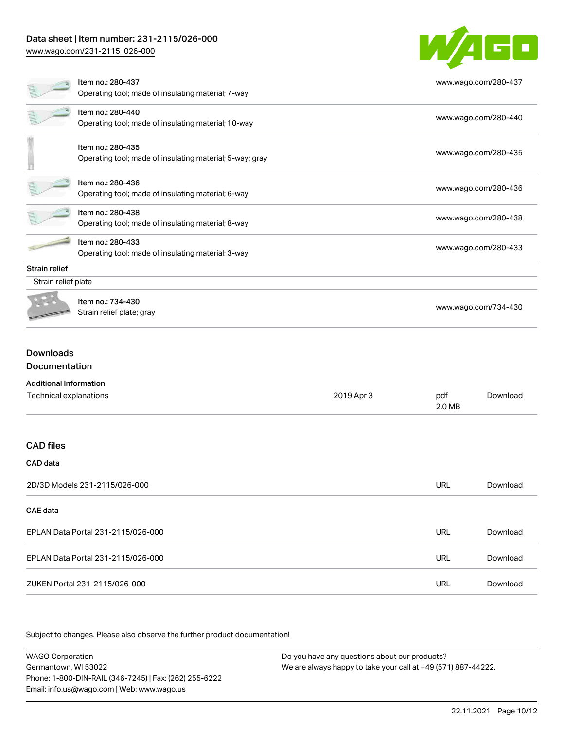| | | |
|---|---|---|
| | Item no.: 280-437<br>Operating tool; made of insulating material; 7-way | www.wago.com/280-437 |
| | Item no.: 280-440<br>Operating tool; made of insulating material; 10-way | www.wago.com/280-440 |
| | Item no.: 280-435<br>Operating tool; made of insulating material; 5-way; gray | www.wago.com/280-435 |
| | Item no.: 280-436<br>Operating tool; made of insulating material; 6-way | www.wago.com/280-436 |
| | Item no.: 280-438<br>Operating tool; made of insulating material; 8-way | www.wago.com/280-438 |
| | Item no.: 280-433<br>Operating tool; made of insulating material; 3-way | www.wago.com/280-433 |

**Strain relief**

Strain relief plate

| | | |
|---|---|---|
| | Item no.: 734-430<br>Strain relief plate; gray | www.wago.com/734-430 |

## Downloads

## Documentation

**Additional Information**

| | | | |
|---|---|---|---|
| Technical explanations | 2019 Apr 3 | pdf<br>2.0 MB | Download |

## CAD files

**CAD data**

| | | |
|---|---|---|
| 2D/3D Models 231-2115/026-000 | URL | Download |

**CAE data**

| | | |
|---|---|---|
| EPLAN Data Portal 231-2115/026-000 | URL | Download |
| EPLAN Data Portal 231-2115/026-000 | URL | Download |
| ZUKEN Portal 231-2115/026-000 | URL | Download |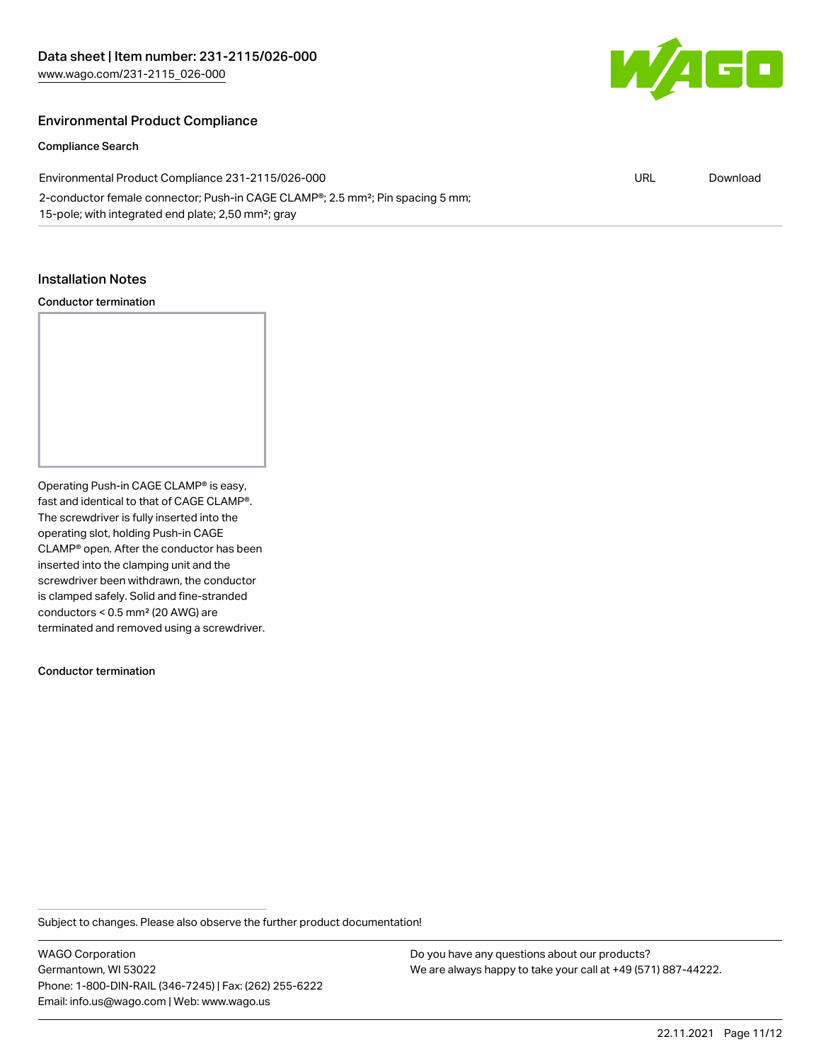## Environmental Product Compliance

### Compliance Search

| | | |
|---|---|---|
| Environmental Product Compliance 231-2115/026-000<br>2-conductor female connector; Push-in CAGE CLAMP®; 2.5 mm²; Pin spacing 5 mm; 15-pole; with integrated end plate; 2,50 mm²; gray | URL | Download |

## Installation Notes

### Conductor termination

Operating Push-in CAGE CLAMP® is easy, fast and identical to that of CAGE CLAMP®. The screwdriver is fully inserted into the operating slot, holding Push-in CAGE CLAMP® open. After the conductor has been inserted into the clamping unit and the screwdriver been withdrawn, the conductor is clamped safely. Solid and fine-stranded conductors < 0.5 mm² (20 AWG) are terminated and removed using a screwdriver.

### Conductor termination

Subject to changes. Please also observe the further product documentation!

WAGO Corporation
Germantown, WI 53022
Phone: 1-800-DIN-RAIL (346-7245) | Fax: (262) 255-6222
Email: info.us@wago.com | Web: www.wago.us

Do you have any questions about our products?
We are always happy to take your call at +49 (571) 887-44222.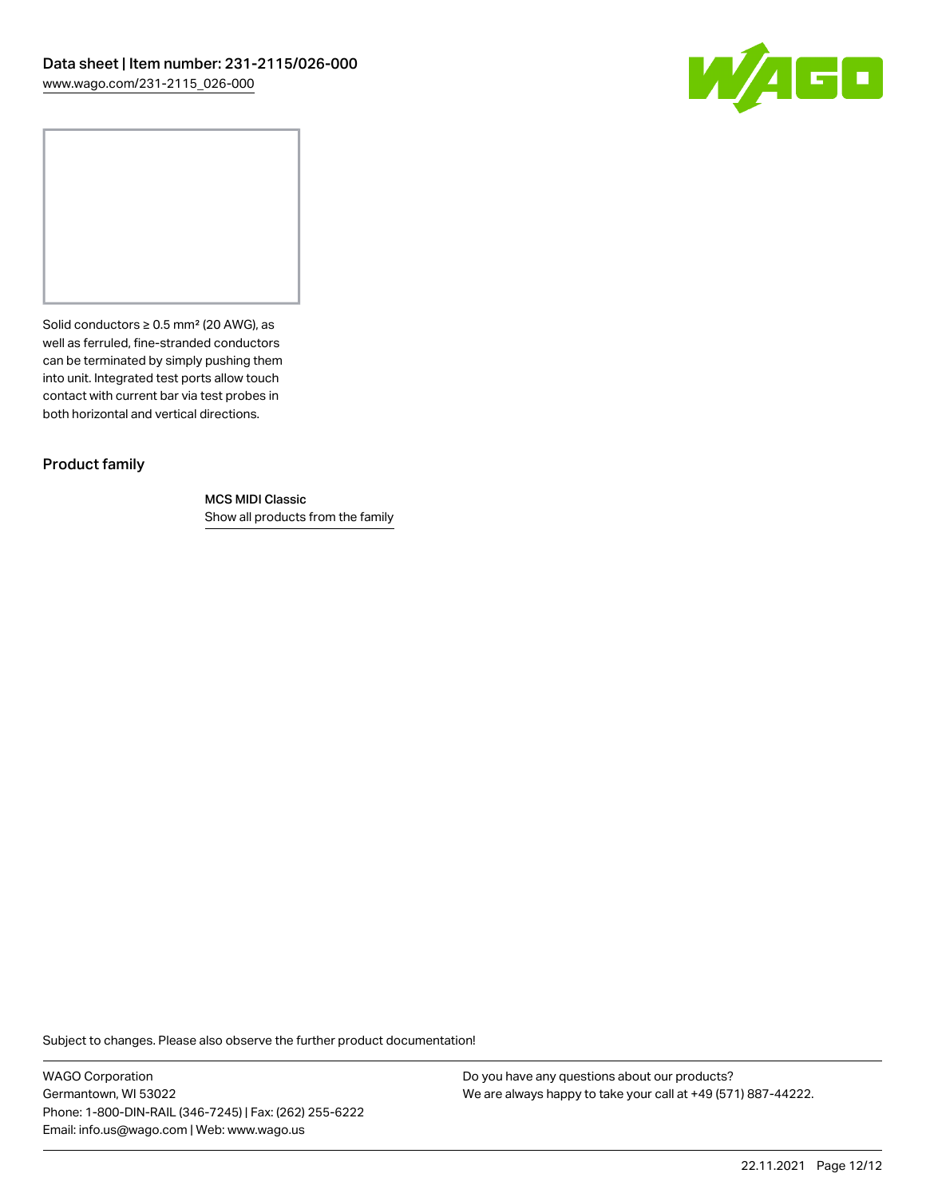Solid conductors ≥ 0.5 mm² (20 AWG), as well as ferruled, fine-stranded conductors can be terminated by simply pushing them into unit. Integrated test ports allow touch contact with current bar via test probes in both horizontal and vertical directions.

## Product family

MCS MIDI Classic
Show all products from the family

Subject to changes. Please also observe the further product documentation!

WAGO Corporation
Germantown, WI 53022
Phone: 1-800-DIN-RAIL (346-7245) | Fax: (262) 255-6222
Email: info.us@wago.com | Web: www.wago.us

Do you have any questions about our products?
We are always happy to take your call at +49 (571) 887-44222.